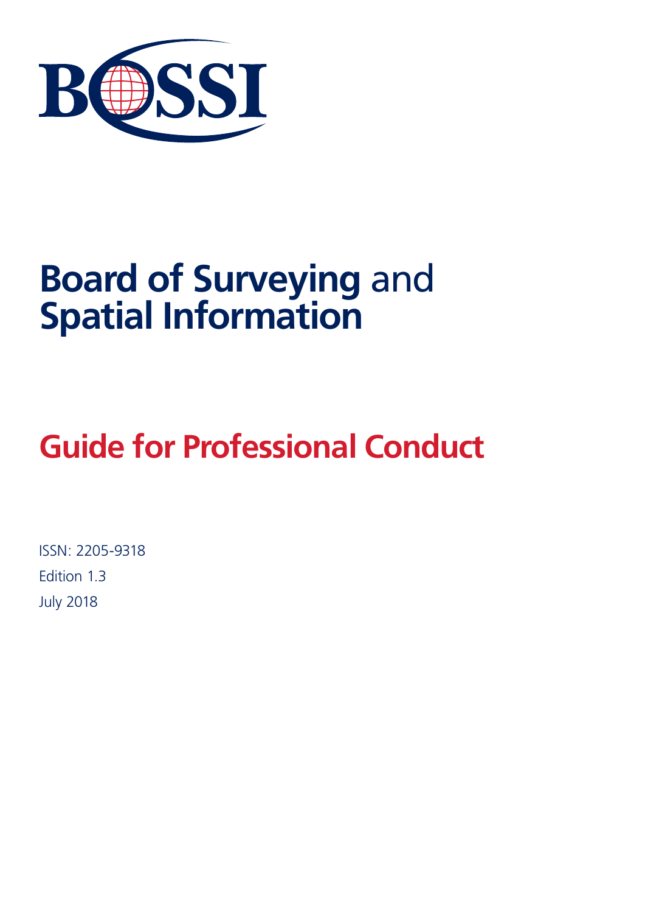BOSSI

# Board of Surveying and Spatial Information

## Guide for Professional Conduct

ISSN: 2205-9318

Edition 1.3

July 2018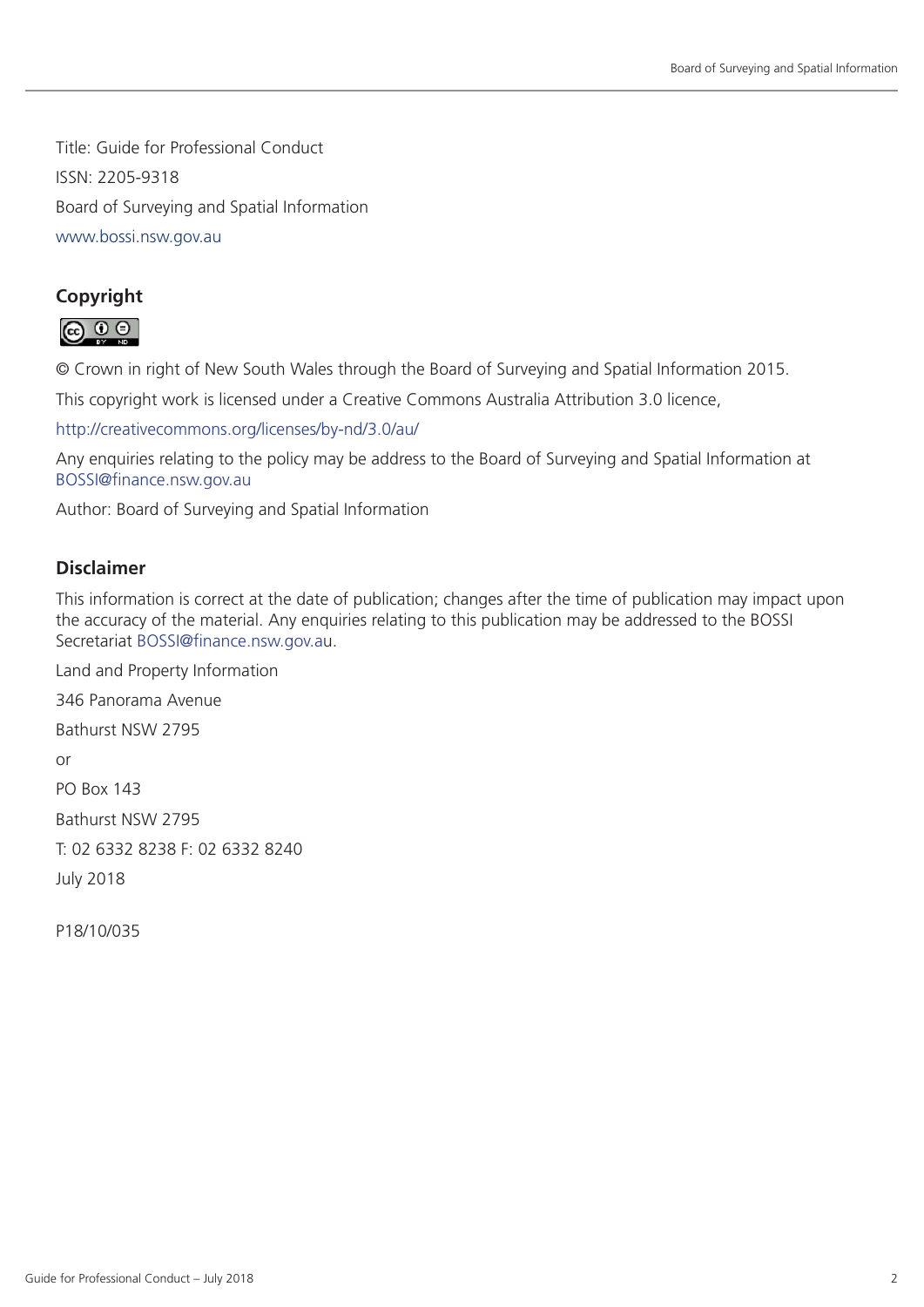Title: Guide for Professional Conduct

ISSN: 2205-9318

Board of Surveying and Spatial Information

www.bossi.nsw.gov.au

## Copyright

© Crown in right of New South Wales through the Board of Surveying and Spatial Information 2015.

This copyright work is licensed under a Creative Commons Australia Attribution 3.0 licence,

http://creativecommons.org/licenses/by-nd/3.0/au/

Any enquiries relating to the policy may be address to the Board of Surveying and Spatial Information at BOSSI@finance.nsw.gov.au

Author: Board of Surveying and Spatial Information

## Disclaimer

This information is correct at the date of publication; changes after the time of publication may impact upon the accuracy of the material. Any enquiries relating to this publication may be addressed to the BOSSI Secretariat BOSSI@finance.nsw.gov.au.

Land and Property Information

346 Panorama Avenue

Bathurst NSW 2795

or

PO Box 143

Bathurst NSW 2795

T: 02 6332 8238 F: 02 6332 8240

July 2018

P18/10/035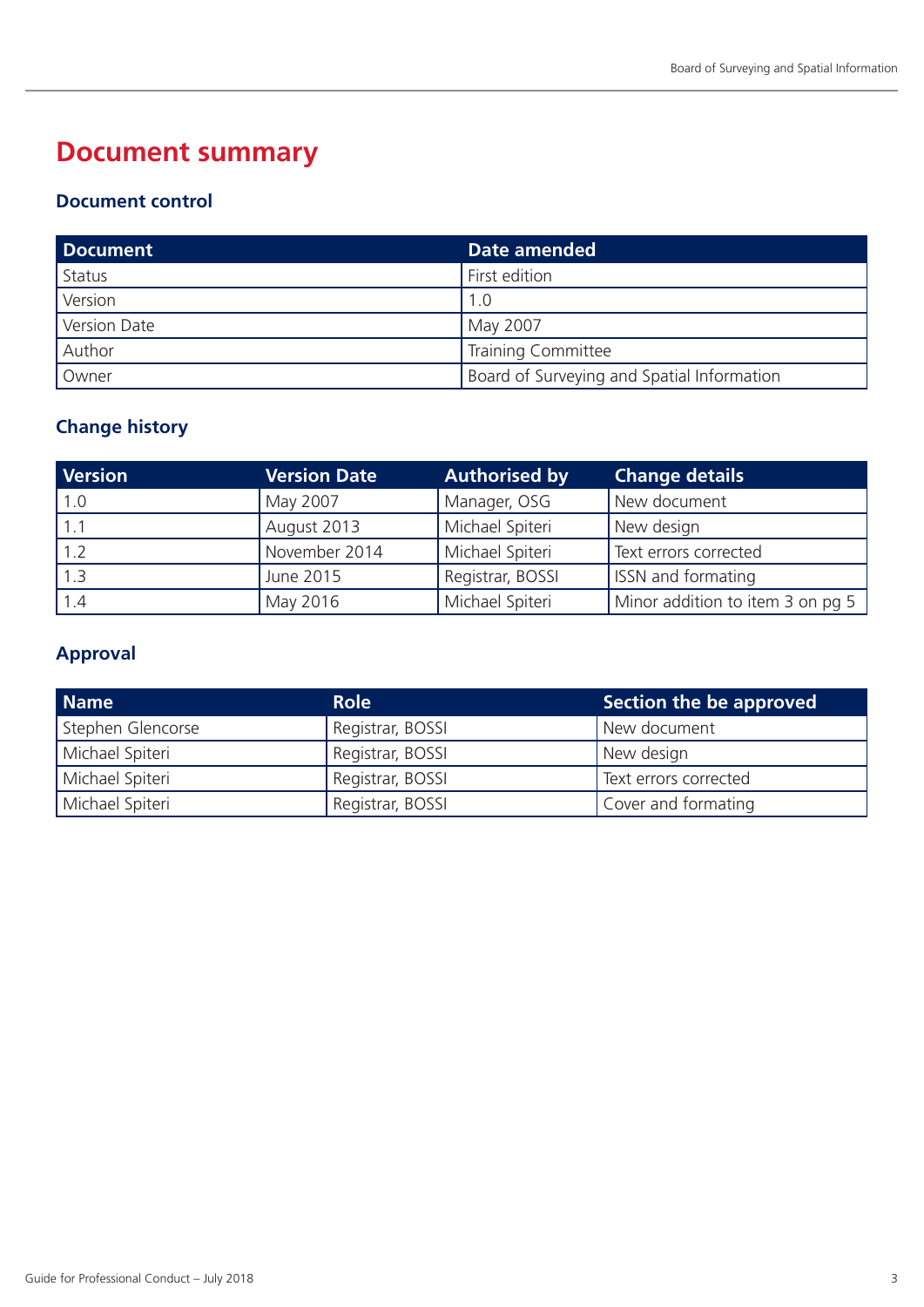# Document summary

## Document control

| Document | Date amended |
|---|---|
| Status | First edition |
| Version | 1.0 |
| Version Date | May 2007 |
| Author | Training Committee |
| Owner | Board of Surveying and Spatial Information |

## Change history

| Version | Version Date | Authorised by | Change details |
|---|---|---|---|
| 1.0 | May 2007 | Manager, OSG | New document |
| 1.1 | August 2013 | Michael Spiteri | New design |
| 1.2 | November 2014 | Michael Spiteri | Text errors corrected |
| 1.3 | June 2015 | Registrar, BOSSI | ISSN and formating |
| 1.4 | May 2016 | Michael Spiteri | Minor addition to item 3 on pg 5 |

## Approval

| Name | Role | Section the be approved |
|---|---|---|
| Stephen Glencorse | Registrar, BOSSI | New document |
| Michael Spiteri | Registrar, BOSSI | New design |
| Michael Spiteri | Registrar, BOSSI | Text errors corrected |
| Michael Spiteri | Registrar, BOSSI | Cover and formating |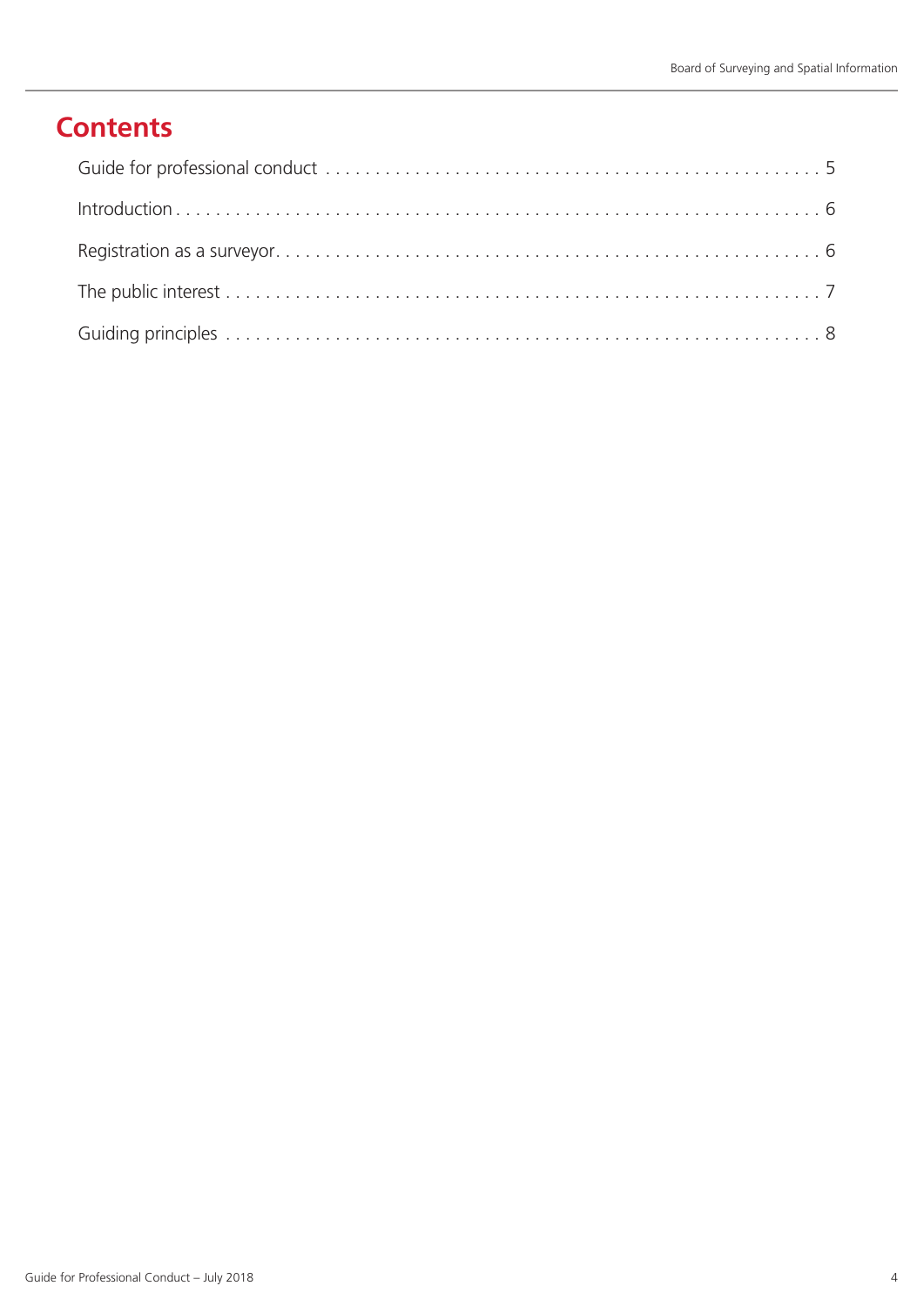# Contents

Guide for professional conduct . . . . . . . . . . 5

Introduction . . . . . . . . . . 6

Registration as a surveyor . . . . . . . . . . 6

The public interest . . . . . . . . . . 7

Guiding principles . . . . . . . . . . 8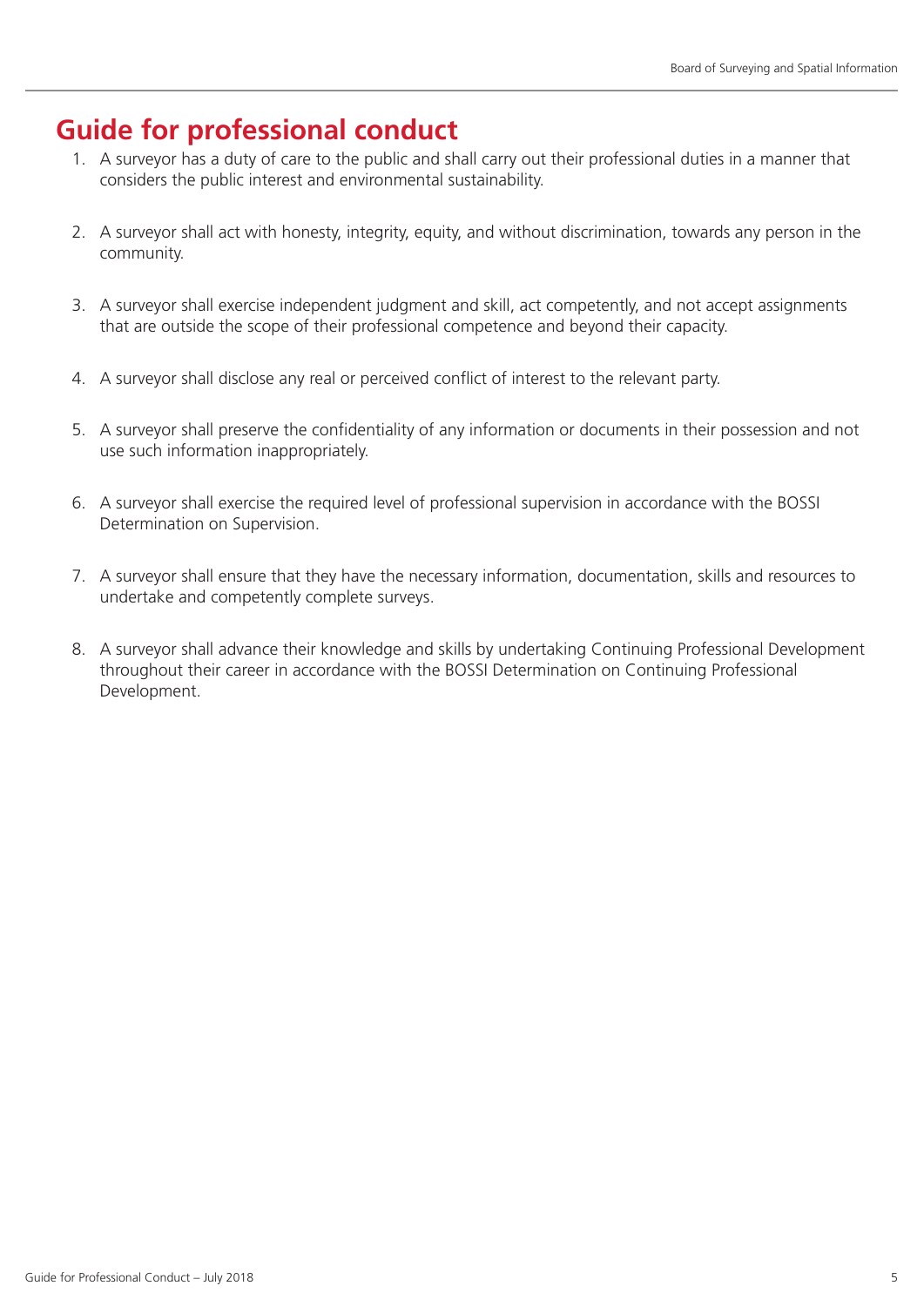# Guide for professional conduct

1. A surveyor has a duty of care to the public and shall carry out their professional duties in a manner that considers the public interest and environmental sustainability.

2. A surveyor shall act with honesty, integrity, equity, and without discrimination, towards any person in the community.

3. A surveyor shall exercise independent judgment and skill, act competently, and not accept assignments that are outside the scope of their professional competence and beyond their capacity.

4. A surveyor shall disclose any real or perceived conflict of interest to the relevant party.

5. A surveyor shall preserve the confidentiality of any information or documents in their possession and not use such information inappropriately.

6. A surveyor shall exercise the required level of professional supervision in accordance with the BOSSI Determination on Supervision.

7. A surveyor shall ensure that they have the necessary information, documentation, skills and resources to undertake and competently complete surveys.

8. A surveyor shall advance their knowledge and skills by undertaking Continuing Professional Development throughout their career in accordance with the BOSSI Determination on Continuing Professional Development.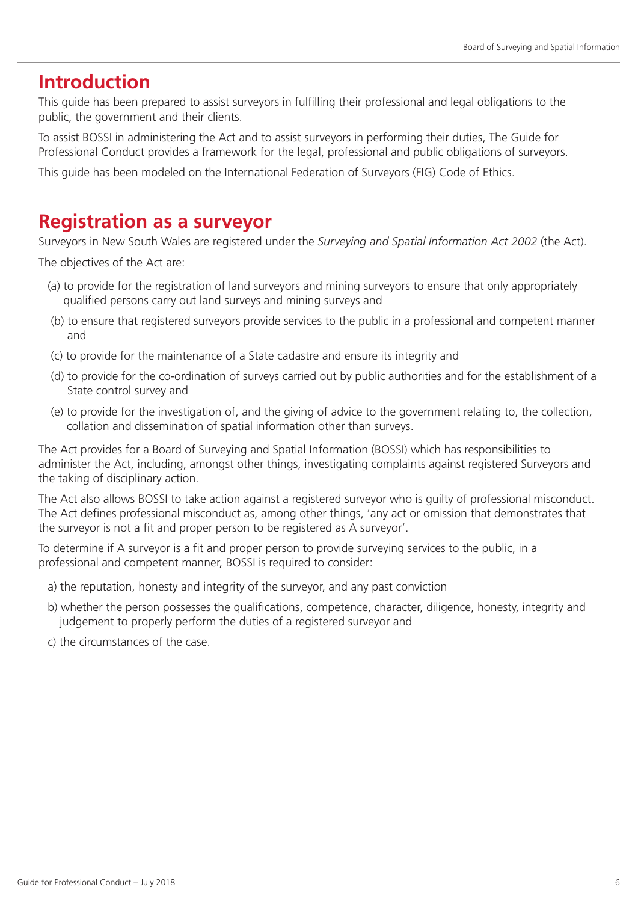## Introduction

This guide has been prepared to assist surveyors in fulfilling their professional and legal obligations to the public, the government and their clients.

To assist BOSSI in administering the Act and to assist surveyors in performing their duties, The Guide for Professional Conduct provides a framework for the legal, professional and public obligations of surveyors.

This guide has been modeled on the International Federation of Surveyors (FIG) Code of Ethics.

## Registration as a surveyor

Surveyors in New South Wales are registered under the *Surveying and Spatial Information Act 2002* (the Act).

The objectives of the Act are:

(a) to provide for the registration of land surveyors and mining surveyors to ensure that only appropriately qualified persons carry out land surveys and mining surveys and

(b) to ensure that registered surveyors provide services to the public in a professional and competent manner and

(c) to provide for the maintenance of a State cadastre and ensure its integrity and

(d) to provide for the co-ordination of surveys carried out by public authorities and for the establishment of a State control survey and

(e) to provide for the investigation of, and the giving of advice to the government relating to, the collection, collation and dissemination of spatial information other than surveys.

The Act provides for a Board of Surveying and Spatial Information (BOSSI) which has responsibilities to administer the Act, including, amongst other things, investigating complaints against registered Surveyors and the taking of disciplinary action.

The Act also allows BOSSI to take action against a registered surveyor who is guilty of professional misconduct. The Act defines professional misconduct as, among other things, 'any act or omission that demonstrates that the surveyor is not a fit and proper person to be registered as A surveyor'.

To determine if A surveyor is a fit and proper person to provide surveying services to the public, in a professional and competent manner, BOSSI is required to consider:

a) the reputation, honesty and integrity of the surveyor, and any past conviction

b) whether the person possesses the qualifications, competence, character, diligence, honesty, integrity and judgement to properly perform the duties of a registered surveyor and

c) the circumstances of the case.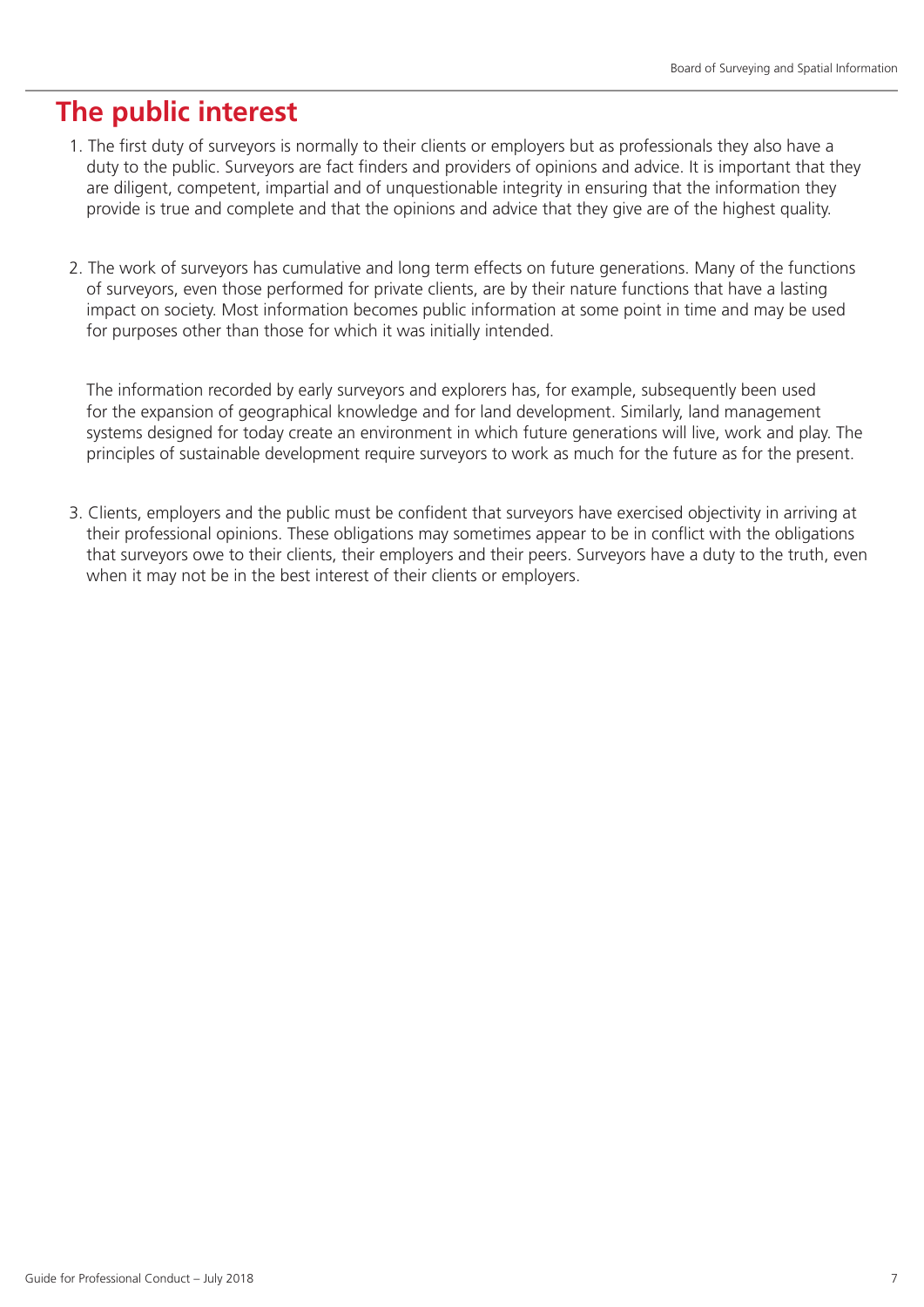# The public interest

1. The first duty of surveyors is normally to their clients or employers but as professionals they also have a duty to the public. Surveyors are fact finders and providers of opinions and advice. It is important that they are diligent, competent, impartial and of unquestionable integrity in ensuring that the information they provide is true and complete and that the opinions and advice that they give are of the highest quality.

2. The work of surveyors has cumulative and long term effects on future generations. Many of the functions of surveyors, even those performed for private clients, are by their nature functions that have a lasting impact on society. Most information becomes public information at some point in time and may be used for purposes other than those for which it was initially intended.

   The information recorded by early surveyors and explorers has, for example, subsequently been used for the expansion of geographical knowledge and for land development. Similarly, land management systems designed for today create an environment in which future generations will live, work and play. The principles of sustainable development require surveyors to work as much for the future as for the present.

3. Clients, employers and the public must be confident that surveyors have exercised objectivity in arriving at their professional opinions. These obligations may sometimes appear to be in conflict with the obligations that surveyors owe to their clients, their employers and their peers. Surveyors have a duty to the truth, even when it may not be in the best interest of their clients or employers.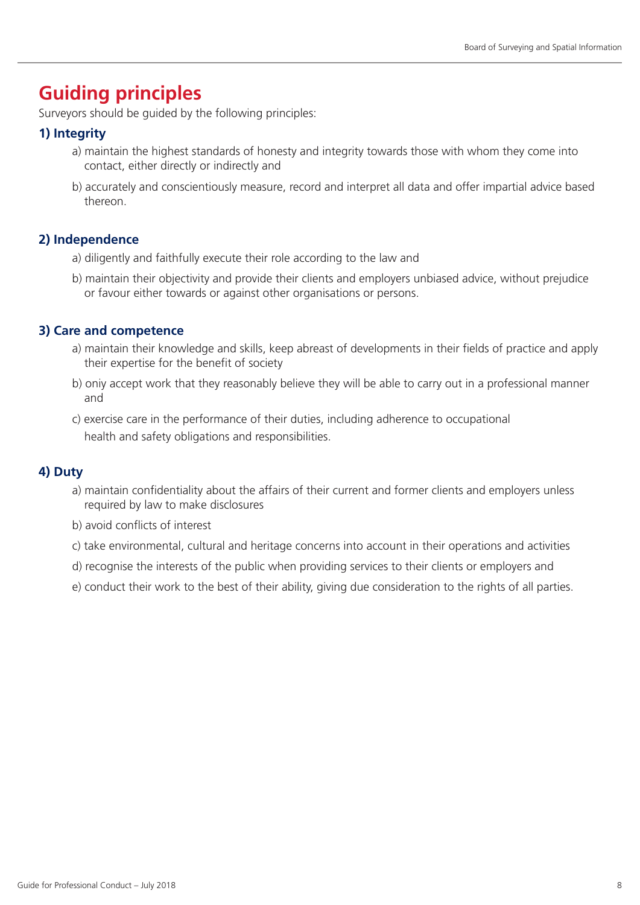# Guiding principles

Surveyors should be guided by the following principles:

### 1) Integrity

a) maintain the highest standards of honesty and integrity towards those with whom they come into contact, either directly or indirectly and

b) accurately and conscientiously measure, record and interpret all data and offer impartial advice based thereon.

### 2) Independence

a) diligently and faithfully execute their role according to the law and

b) maintain their objectivity and provide their clients and employers unbiased advice, without prejudice or favour either towards or against other organisations or persons.

### 3) Care and competence

a) maintain their knowledge and skills, keep abreast of developments in their fields of practice and apply their expertise for the benefit of society

b) oniy accept work that they reasonably believe they will be able to carry out in a professional manner and

c) exercise care in the performance of their duties, including adherence to occupational health and safety obligations and responsibilities.

### 4) Duty

a) maintain confidentiality about the affairs of their current and former clients and employers unless required by law to make disclosures

b) avoid conflicts of interest

c) take environmental, cultural and heritage concerns into account in their operations and activities

d) recognise the interests of the public when providing services to their clients or employers and

e) conduct their work to the best of their ability, giving due consideration to the rights of all parties.